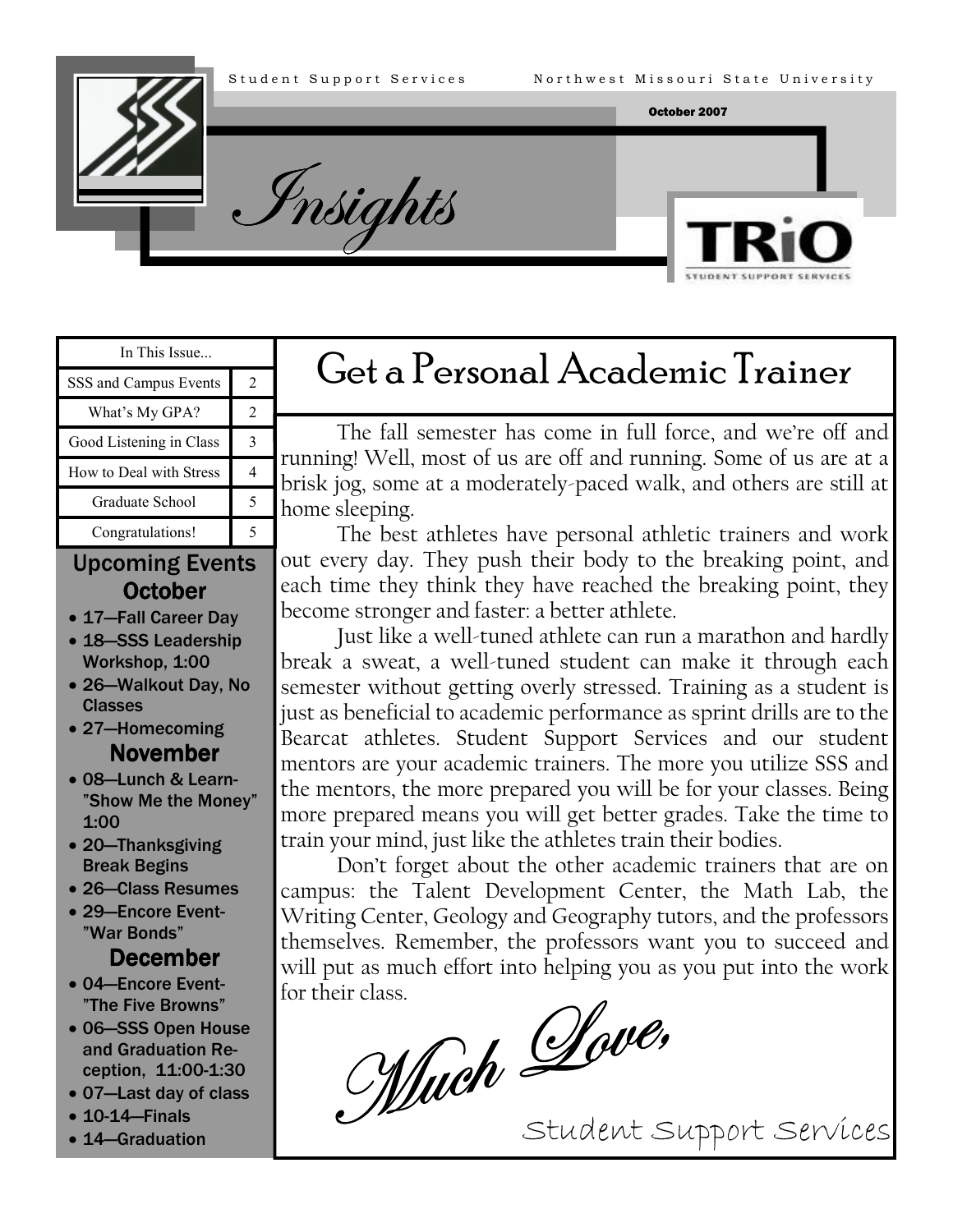Student Support Services — Northwest Missouri State University

October 2007

# Insights

TRiO Student Support Services

| In This Issue... | |
|---|---|
| SSS and Campus Events | 2 |
| What's My GPA? | 2 |
| Good Listening in Class | 3 |
| How to Deal with Stress | 4 |
| Graduate School | 5 |
| Congratulations! | 5 |

## Upcoming Events

### October

- 17—Fall Career Day
- 18—SSS Leadership Workshop, 1:00
- 26—Walkout Day, No Classes
- 27—Homecoming

### November

- 08—Lunch & Learn- "Show Me the Money" 1:00
- 20—Thanksgiving Break Begins
- 26—Class Resumes
- 29—Encore Event- "War Bonds"

### December

- 04—Encore Event- "The Five Browns"
- 06—SSS Open House and Graduation Reception, 11:00-1:30
- 07—Last day of class
- 10-14—Finals
- 14—Graduation

## Get a Personal Academic Trainer

The fall semester has come in full force, and we're off and running! Well, most of us are off and running. Some of us are at a brisk jog, some at a moderately-paced walk, and others are still at home sleeping.

The best athletes have personal athletic trainers and work out every day. They push their body to the breaking point, and each time they think they have reached the breaking point, they become stronger and faster: a better athlete.

Just like a well-tuned athlete can run a marathon and hardly break a sweat, a well-tuned student can make it through each semester without getting overly stressed. Training as a student is just as beneficial to academic performance as sprint drills are to the Bearcat athletes. Student Support Services and our student mentors are your academic trainers. The more you utilize SSS and the mentors, the more prepared you will be for your classes. Being more prepared means you will get better grades. Take the time to train your mind, just like the athletes train their bodies.

Don't forget about the other academic trainers that are on campus: the Talent Development Center, the Math Lab, the Writing Center, Geology and Geography tutors, and the professors themselves. Remember, the professors want you to succeed and will put as much effort into helping you as you put into the work for their class.

*Much Love,*

Student Support Services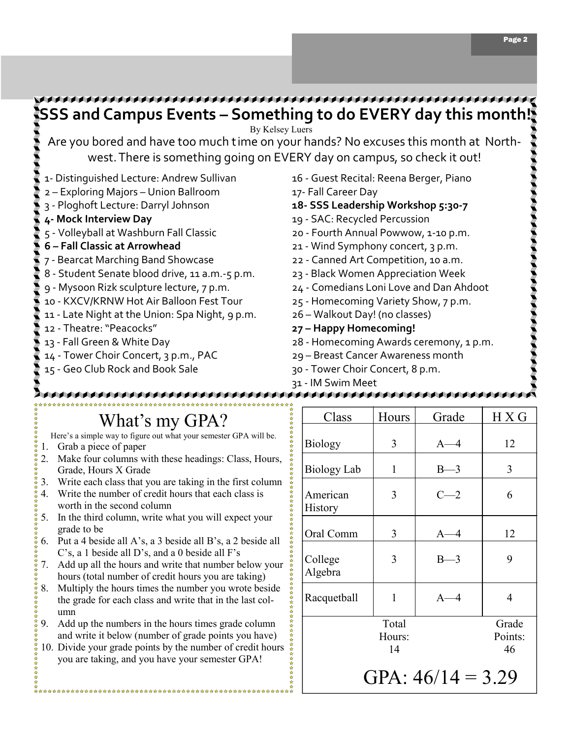# SSS and Campus Events – Something to do EVERY day this month!

By Kelsey Luers

Are you bored and have too much time on your hands? No excuses this month at Northwest. There is something going on EVERY day on campus, so check it out!

1- Distinguished Lecture: Andrew Sullivan
2 – Exploring Majors – Union Ballroom
3 - Ploghoft Lecture: Darryl Johnson
**4- Mock Interview Day**
5 - Volleyball at Washburn Fall Classic
**6 – Fall Classic at Arrowhead**
7 - Bearcat Marching Band Showcase
8 - Student Senate blood drive, 11 a.m.-5 p.m.
9 - Mysoon Rizk sculpture lecture, 7 p.m.
10 - KXCV/KRNW Hot Air Balloon Fest Tour
11 - Late Night at the Union: Spa Night, 9 p.m.
12 - Theatre: "Peacocks"
13 - Fall Green & White Day
14 - Tower Choir Concert, 3 p.m., PAC
15 - Geo Club Rock and Book Sale
16 - Guest Recital: Reena Berger, Piano
17- Fall Career Day
**18- SSS Leadership Workshop 5:30-7**
19 - SAC: Recycled Percussion
20 - Fourth Annual Powwow, 1-10 p.m.
21 - Wind Symphony concert, 3 p.m.
22 - Canned Art Competition, 10 a.m.
23 - Black Women Appreciation Week
24 - Comedians Loni Love and Dan Ahdoot
25 - Homecoming Variety Show, 7 p.m.
26 – Walkout Day! (no classes)
**27 – Happy Homecoming!**
28 - Homecoming Awards ceremony, 1 p.m.
29 – Breast Cancer Awareness month
30 - Tower Choir Concert, 8 p.m.
31 - IM Swim Meet

# What's my GPA?

Here's a simple way to figure out what your semester GPA will be.

1. Grab a piece of paper
2. Make four columns with these headings: Class, Hours, Grade, Hours X Grade
3. Write each class that you are taking in the first column
4. Write the number of credit hours that each class is worth in the second column
5. In the third column, write what you will expect your grade to be
6. Put a 4 beside all A's, a 3 beside all B's, a 2 beside all C's, a 1 beside all D's, and a 0 beside all F's
7. Add up all the hours and write that number below your hours (total number of credit hours you are taking)
8. Multiply the hours times the number you wrote beside the grade for each class and write that in the last column
9. Add up the numbers in the hours times grade column and write it below (number of grade points you have)
10. Divide your grade points by the number of credit hours you are taking, and you have your semester GPA!

| Class | Hours | Grade | H X G |
|---|---|---|---|
| Biology | 3 | A—4 | 12 |
| Biology Lab | 1 | B—3 | 3 |
| American History | 3 | C—2 | 6 |
| Oral Comm | 3 | A—4 | 12 |
| College Algebra | 3 | B—3 | 9 |
| Racquetball | 1 | A—4 | 4 |
| | Total Hours: 14 | | Grade Points: 46 |

GPA: 46/14 = 3.29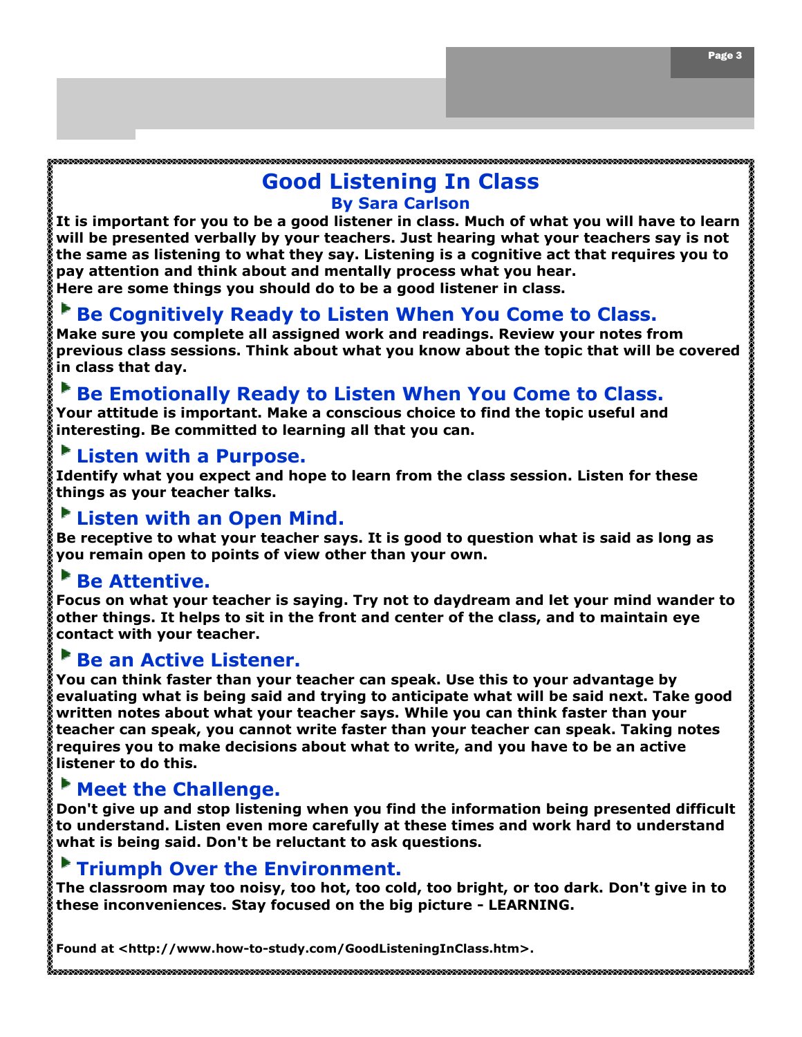# Good Listening In Class

**By Sara Carlson**

It is important for you to be a good listener in class. Much of what you will have to learn will be presented verbally by your teachers. Just hearing what your teachers say is not the same as listening to what they say. Listening is a cognitive act that requires you to pay attention and think about and mentally process what you hear.

Here are some things you should do to be a good listener in class.

## Be Cognitively Ready to Listen When You Come to Class.

Make sure you complete all assigned work and readings. Review your notes from previous class sessions. Think about what you know about the topic that will be covered in class that day.

## Be Emotionally Ready to Listen When You Come to Class.

Your attitude is important. Make a conscious choice to find the topic useful and interesting. Be committed to learning all that you can.

## Listen with a Purpose.

Identify what you expect and hope to learn from the class session. Listen for these things as your teacher talks.

## Listen with an Open Mind.

Be receptive to what your teacher says. It is good to question what is said as long as you remain open to points of view other than your own.

## Be Attentive.

Focus on what your teacher is saying. Try not to daydream and let your mind wander to other things. It helps to sit in the front and center of the class, and to maintain eye contact with your teacher.

## Be an Active Listener.

You can think faster than your teacher can speak. Use this to your advantage by evaluating what is being said and trying to anticipate what will be said next. Take good written notes about what your teacher says. While you can think faster than your teacher can speak, you cannot write faster than your teacher can speak. Taking notes requires you to make decisions about what to write, and you have to be an active listener to do this.

## Meet the Challenge.

Don't give up and stop listening when you find the information being presented difficult to understand. Listen even more carefully at these times and work hard to understand what is being said. Don't be reluctant to ask questions.

## Triumph Over the Environment.

The classroom may too noisy, too hot, too cold, too bright, or too dark. Don't give in to these inconveniences. Stay focused on the big picture - LEARNING.

Found at <http://www.how-to-study.com/GoodListeningInClass.htm>.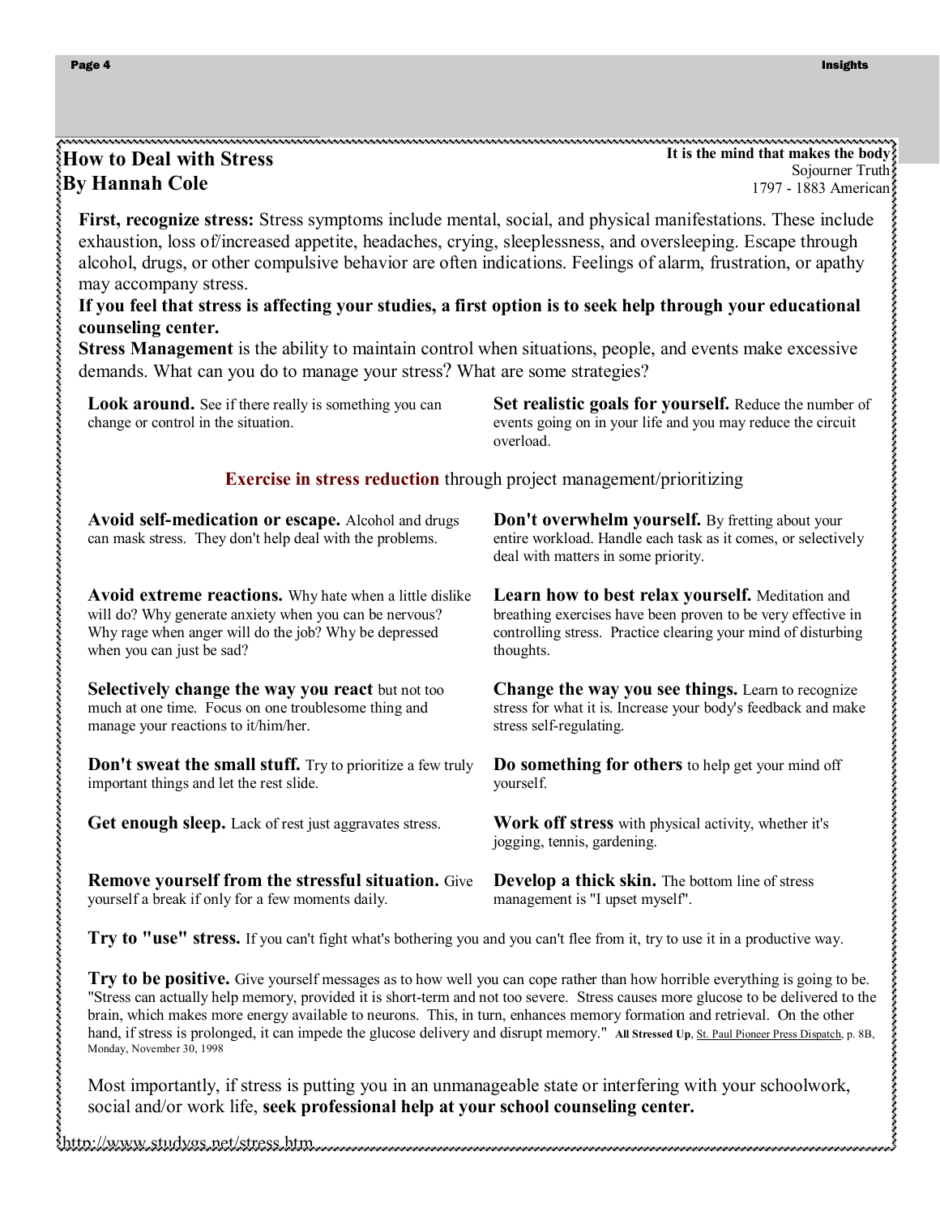# How to Deal with Stress
## By Hannah Cole

**It is the mind that makes the body**
Sojourner Truth
1797 - 1883 American

**First, recognize stress:** Stress symptoms include mental, social, and physical manifestations. These include exhaustion, loss of/increased appetite, headaches, crying, sleeplessness, and oversleeping. Escape through alcohol, drugs, or other compulsive behavior are often indications. Feelings of alarm, frustration, or apathy may accompany stress.

**If you feel that stress is affecting your studies, a first option is to seek help through your educational counseling center.**

**Stress Management** is the ability to maintain control when situations, people, and events make excessive demands. What can you do to manage your stress? What are some strategies?

**Look around.** See if there really is something you can change or control in the situation.

**Set realistic goals for yourself.** Reduce the number of events going on in your life and you may reduce the circuit overload.

**Exercise in stress reduction** through project management/prioritizing

**Avoid self-medication or escape.** Alcohol and drugs can mask stress. They don't help deal with the problems.

**Don't overwhelm yourself.** By fretting about your entire workload. Handle each task as it comes, or selectively deal with matters in some priority.

**Avoid extreme reactions.** Why hate when a little dislike will do? Why generate anxiety when you can be nervous? Why rage when anger will do the job? Why be depressed when you can just be sad?

**Learn how to best relax yourself.** Meditation and breathing exercises have been proven to be very effective in controlling stress. Practice clearing your mind of disturbing thoughts.

**Selectively change the way you react** but not too much at one time. Focus on one troublesome thing and manage your reactions to it/him/her.

**Change the way you see things.** Learn to recognize stress for what it is. Increase your body's feedback and make stress self-regulating.

**Don't sweat the small stuff.** Try to prioritize a few truly important things and let the rest slide.

**Do something for others** to help get your mind off yourself.

**Get enough sleep.** Lack of rest just aggravates stress.

**Work off stress** with physical activity, whether it's jogging, tennis, gardening.

**Remove yourself from the stressful situation.** Give yourself a break if only for a few moments daily.

**Develop a thick skin.** The bottom line of stress management is "I upset myself".

**Try to "use" stress.** If you can't fight what's bothering you and you can't flee from it, try to use it in a productive way.

**Try to be positive.** Give yourself messages as to how well you can cope rather than how horrible everything is going to be. "Stress can actually help memory, provided it is short-term and not too severe. Stress causes more glucose to be delivered to the brain, which makes more energy available to neurons. This, in turn, enhances memory formation and retrieval. On the other hand, if stress is prolonged, it can impede the glucose delivery and disrupt memory." **All Stressed Up**, St. Paul Pioneer Press Dispatch, p. 8B, Monday, November 30, 1998

Most importantly, if stress is putting you in an unmanageable state or interfering with your schoolwork, social and/or work life, **seek professional help at your school counseling center.**

http://www.studygs.net/stress.htm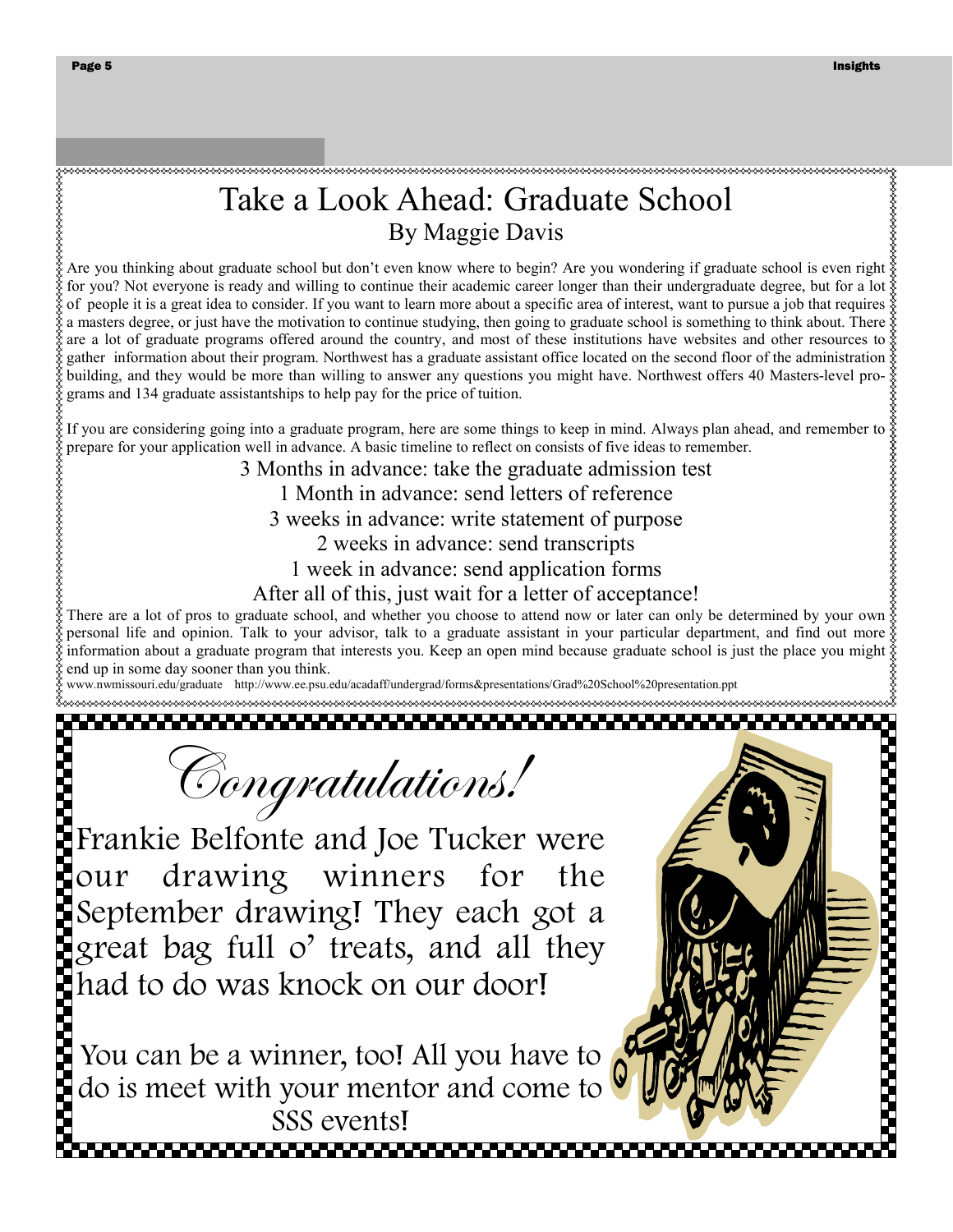# Take a Look Ahead: Graduate School

By Maggie Davis

Are you thinking about graduate school but don't even know where to begin? Are you wondering if graduate school is even right for you? Not everyone is ready and willing to continue their academic career longer than their undergraduate degree, but for a lot of people it is a great idea to consider. If you want to learn more about a specific area of interest, want to pursue a job that requires a masters degree, or just have the motivation to continue studying, then going to graduate school is something to think about. There are a lot of graduate programs offered around the country, and most of these institutions have websites and other resources to gather information about their program. Northwest has a graduate assistant office located on the second floor of the administration building, and they would be more than willing to answer any questions you might have. Northwest offers 40 Masters-level programs and 134 graduate assistantships to help pay for the price of tuition.

If you are considering going into a graduate program, here are some things to keep in mind. Always plan ahead, and remember to prepare for your application well in advance. A basic timeline to reflect on consists of five ideas to remember.

3 Months in advance: take the graduate admission test

1 Month in advance: send letters of reference

3 weeks in advance: write statement of purpose

2 weeks in advance: send transcripts

1 week in advance: send application forms

After all of this, just wait for a letter of acceptance!

There are a lot of pros to graduate school, and whether you choose to attend now or later can only be determined by your own personal life and opinion. Talk to your advisor, talk to a graduate assistant in your particular department, and find out more information about a graduate program that interests you. Keep an open mind because graduate school is just the place you might end up in some day sooner than you think.

www.nwmissouri.edu/graduate http://www.ee.psu.edu/acadaff/undergrad/forms&presentations/Grad%20School%20presentation.ppt

## *Congratulations!*

Frankie Belfonte and Joe Tucker were our drawing winners for the September drawing! They each got a great bag full o' treats, and all they had to do was knock on our door!

You can be a winner, too! All you have to do is meet with your mentor and come to SSS events!